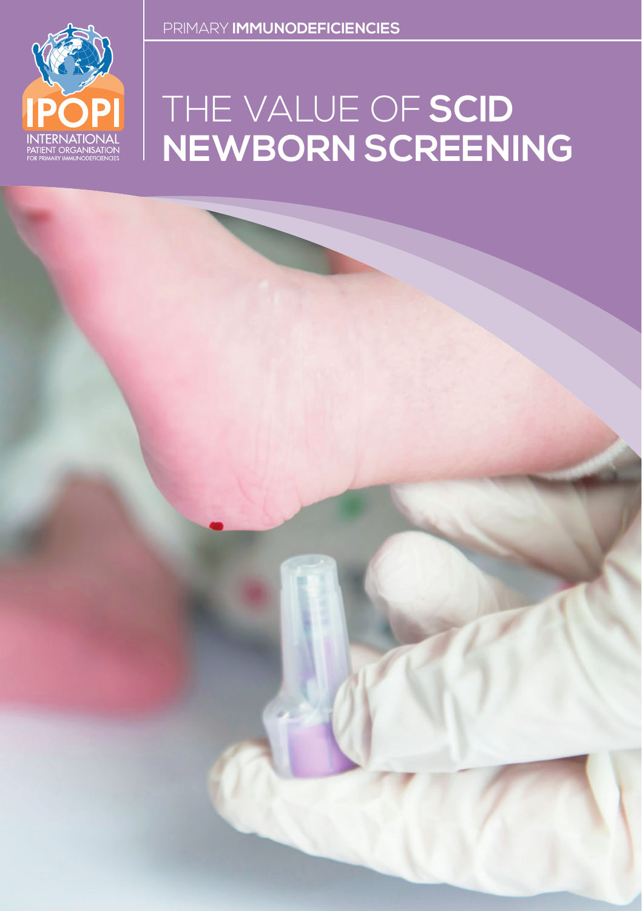PRIMARY **IMMUNODEFICIENCIES**

IPOPI
INTERNATIONAL PATIENT ORGANISATION FOR PRIMARY IMMUNODEFICIENCIES

# THE VALUE OF **SCID NEWBORN SCREENING**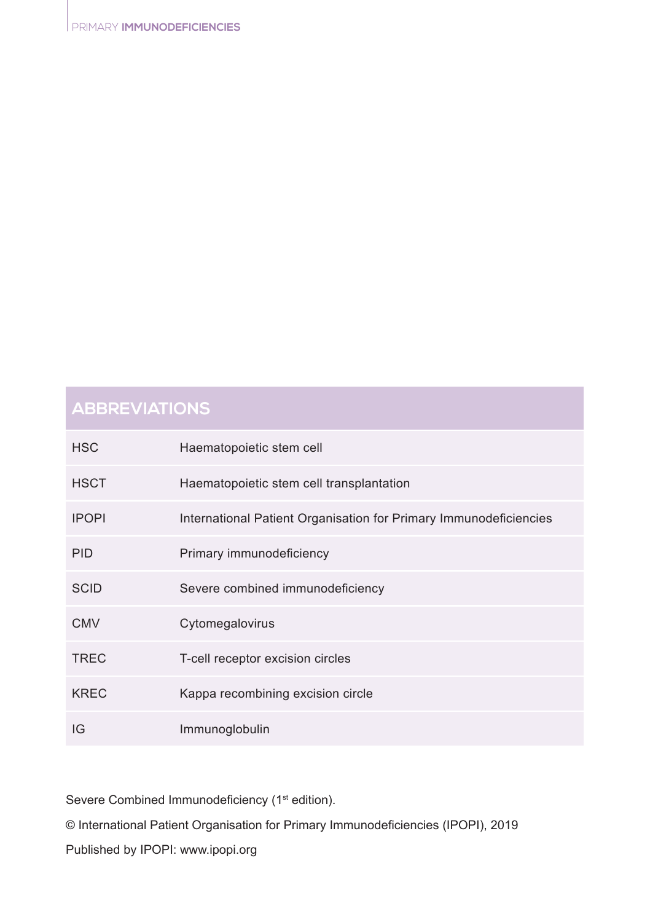## ABBREVIATIONS

| | |
|---|---|
| HSC | Haematopoietic stem cell |
| HSCT | Haematopoietic stem cell transplantation |
| IPOPI | International Patient Organisation for Primary Immunodeficiencies |
| PID | Primary immunodeficiency |
| SCID | Severe combined immunodeficiency |
| CMV | Cytomegalovirus |
| TREC | T-cell receptor excision circles |
| KREC | Kappa recombining excision circle |
| IG | Immunoglobulin |

Severe Combined Immunodeficiency (1st edition).

© International Patient Organisation for Primary Immunodeficiencies (IPOPI), 2019

Published by IPOPI: www.ipopi.org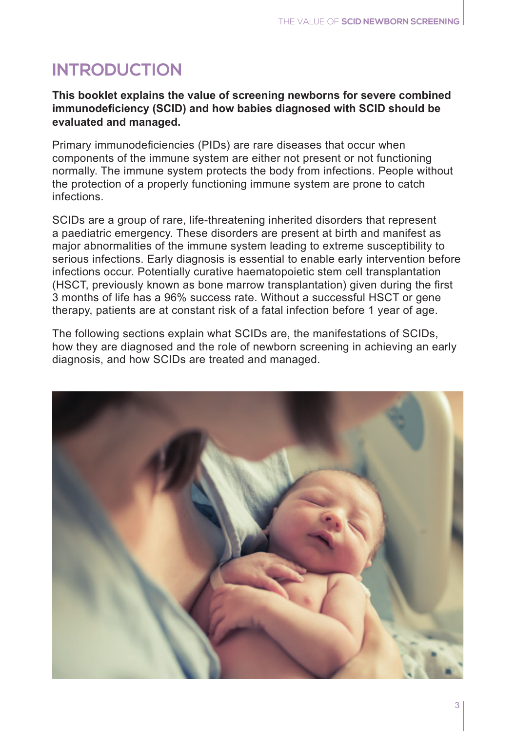# INTRODUCTION

**This booklet explains the value of screening newborns for severe combined immunodeficiency (SCID) and how babies diagnosed with SCID should be evaluated and managed.**

Primary immunodeficiencies (PIDs) are rare diseases that occur when components of the immune system are either not present or not functioning normally. The immune system protects the body from infections. People without the protection of a properly functioning immune system are prone to catch infections.

SCIDs are a group of rare, life-threatening inherited disorders that represent a paediatric emergency. These disorders are present at birth and manifest as major abnormalities of the immune system leading to extreme susceptibility to serious infections. Early diagnosis is essential to enable early intervention before infections occur. Potentially curative haematopoietic stem cell transplantation (HSCT, previously known as bone marrow transplantation) given during the first 3 months of life has a 96% success rate. Without a successful HSCT or gene therapy, patients are at constant risk of a fatal infection before 1 year of age.

The following sections explain what SCIDs are, the manifestations of SCIDs, how they are diagnosed and the role of newborn screening in achieving an early diagnosis, and how SCIDs are treated and managed.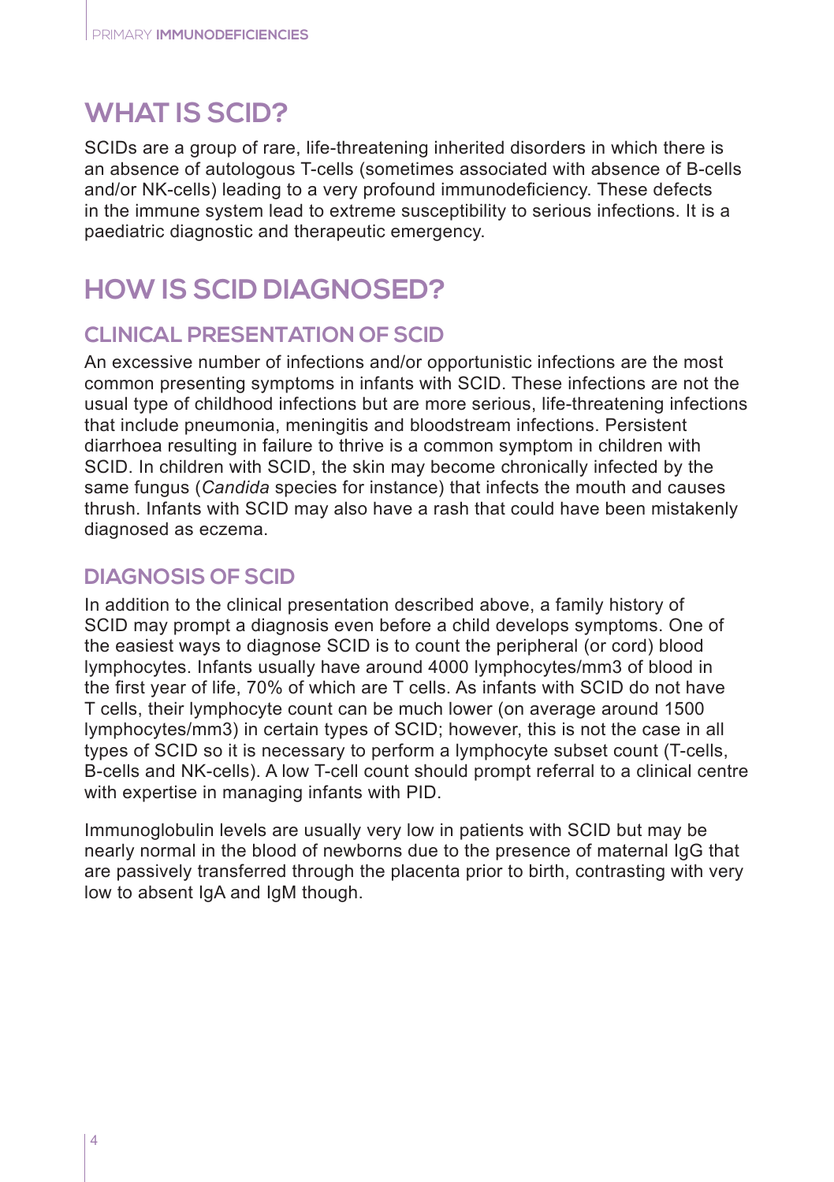# WHAT IS SCID?

SCIDs are a group of rare, life-threatening inherited disorders in which there is an absence of autologous T-cells (sometimes associated with absence of B-cells and/or NK-cells) leading to a very profound immunodeficiency. These defects in the immune system lead to extreme susceptibility to serious infections. It is a paediatric diagnostic and therapeutic emergency.

# HOW IS SCID DIAGNOSED?

## CLINICAL PRESENTATION OF SCID

An excessive number of infections and/or opportunistic infections are the most common presenting symptoms in infants with SCID. These infections are not the usual type of childhood infections but are more serious, life-threatening infections that include pneumonia, meningitis and bloodstream infections. Persistent diarrhoea resulting in failure to thrive is a common symptom in children with SCID. In children with SCID, the skin may become chronically infected by the same fungus (*Candida* species for instance) that infects the mouth and causes thrush. Infants with SCID may also have a rash that could have been mistakenly diagnosed as eczema.

## DIAGNOSIS OF SCID

In addition to the clinical presentation described above, a family history of SCID may prompt a diagnosis even before a child develops symptoms. One of the easiest ways to diagnose SCID is to count the peripheral (or cord) blood lymphocytes. Infants usually have around 4000 lymphocytes/mm3 of blood in the first year of life, 70% of which are T cells. As infants with SCID do not have T cells, their lymphocyte count can be much lower (on average around 1500 lymphocytes/mm3) in certain types of SCID; however, this is not the case in all types of SCID so it is necessary to perform a lymphocyte subset count (T-cells, B-cells and NK-cells). A low T-cell count should prompt referral to a clinical centre with expertise in managing infants with PID.

Immunoglobulin levels are usually very low in patients with SCID but may be nearly normal in the blood of newborns due to the presence of maternal IgG that are passively transferred through the placenta prior to birth, contrasting with very low to absent IgA and IgM though.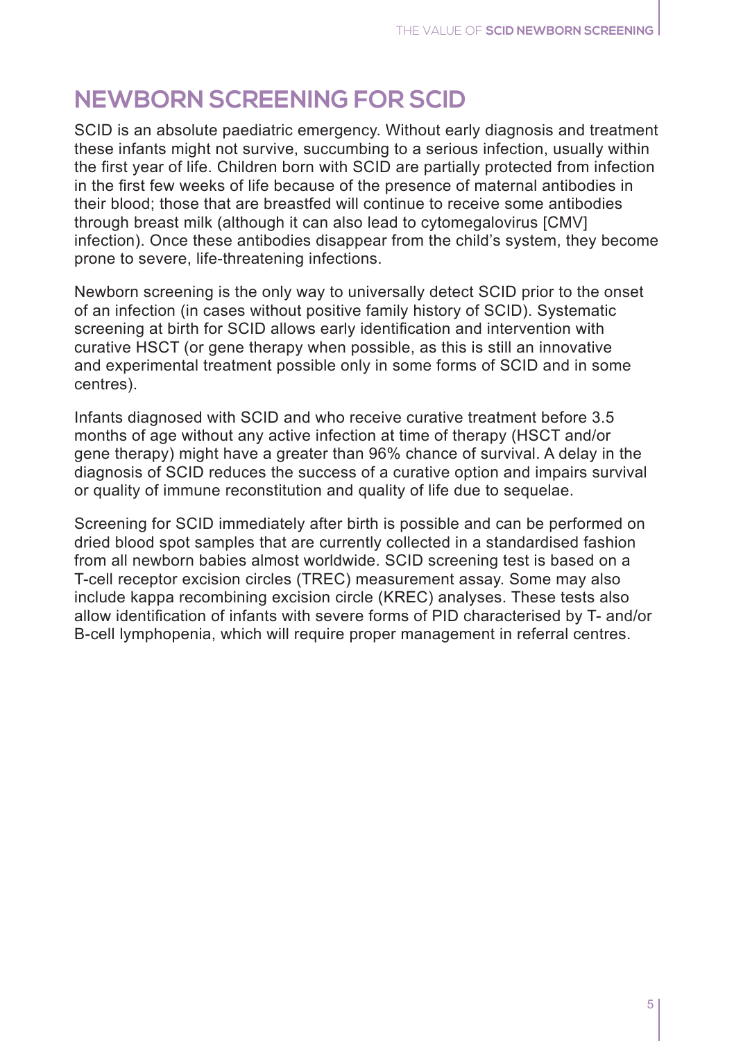## NEWBORN SCREENING FOR SCID

SCID is an absolute paediatric emergency. Without early diagnosis and treatment these infants might not survive, succumbing to a serious infection, usually within the first year of life. Children born with SCID are partially protected from infection in the first few weeks of life because of the presence of maternal antibodies in their blood; those that are breastfed will continue to receive some antibodies through breast milk (although it can also lead to cytomegalovirus [CMV] infection). Once these antibodies disappear from the child's system, they become prone to severe, life-threatening infections.

Newborn screening is the only way to universally detect SCID prior to the onset of an infection (in cases without positive family history of SCID). Systematic screening at birth for SCID allows early identification and intervention with curative HSCT (or gene therapy when possible, as this is still an innovative and experimental treatment possible only in some forms of SCID and in some centres).

Infants diagnosed with SCID and who receive curative treatment before 3.5 months of age without any active infection at time of therapy (HSCT and/or gene therapy) might have a greater than 96% chance of survival. A delay in the diagnosis of SCID reduces the success of a curative option and impairs survival or quality of immune reconstitution and quality of life due to sequelae.

Screening for SCID immediately after birth is possible and can be performed on dried blood spot samples that are currently collected in a standardised fashion from all newborn babies almost worldwide. SCID screening test is based on a T-cell receptor excision circles (TREC) measurement assay. Some may also include kappa recombining excision circle (KREC) analyses. These tests also allow identification of infants with severe forms of PID characterised by T- and/or B-cell lymphopenia, which will require proper management in referral centres.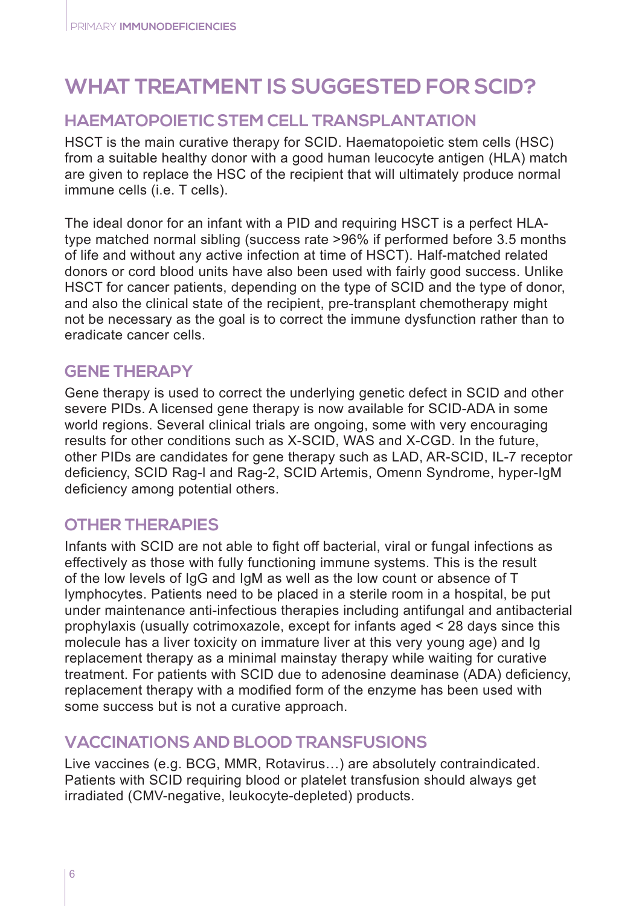# WHAT TREATMENT IS SUGGESTED FOR SCID?

## HAEMATOPOIETIC STEM CELL TRANSPLANTATION

HSCT is the main curative therapy for SCID. Haematopoietic stem cells (HSC) from a suitable healthy donor with a good human leucocyte antigen (HLA) match are given to replace the HSC of the recipient that will ultimately produce normal immune cells (i.e. T cells).

The ideal donor for an infant with a PID and requiring HSCT is a perfect HLA-type matched normal sibling (success rate >96% if performed before 3.5 months of life and without any active infection at time of HSCT). Half-matched related donors or cord blood units have also been used with fairly good success. Unlike HSCT for cancer patients, depending on the type of SCID and the type of donor, and also the clinical state of the recipient, pre-transplant chemotherapy might not be necessary as the goal is to correct the immune dysfunction rather than to eradicate cancer cells.

## GENE THERAPY

Gene therapy is used to correct the underlying genetic defect in SCID and other severe PIDs. A licensed gene therapy is now available for SCID-ADA in some world regions. Several clinical trials are ongoing, some with very encouraging results for other conditions such as X-SCID, WAS and X-CGD. In the future, other PIDs are candidates for gene therapy such as LAD, AR-SCID, IL-7 receptor deficiency, SCID Rag-l and Rag-2, SCID Artemis, Omenn Syndrome, hyper-IgM deficiency among potential others.

## OTHER THERAPIES

Infants with SCID are not able to fight off bacterial, viral or fungal infections as effectively as those with fully functioning immune systems. This is the result of the low levels of IgG and IgM as well as the low count or absence of T lymphocytes. Patients need to be placed in a sterile room in a hospital, be put under maintenance anti-infectious therapies including antifungal and antibacterial prophylaxis (usually cotrimoxazole, except for infants aged < 28 days since this molecule has a liver toxicity on immature liver at this very young age) and Ig replacement therapy as a minimal mainstay therapy while waiting for curative treatment. For patients with SCID due to adenosine deaminase (ADA) deficiency, replacement therapy with a modified form of the enzyme has been used with some success but is not a curative approach.

## VACCINATIONS AND BLOOD TRANSFUSIONS

Live vaccines (e.g. BCG, MMR, Rotavirus…) are absolutely contraindicated. Patients with SCID requiring blood or platelet transfusion should always get irradiated (CMV-negative, leukocyte-depleted) products.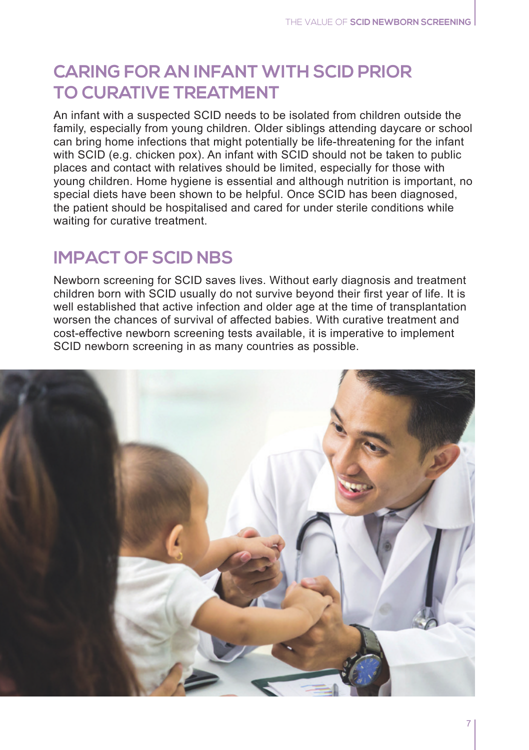## CARING FOR AN INFANT WITH SCID PRIOR TO CURATIVE TREATMENT

An infant with a suspected SCID needs to be isolated from children outside the family, especially from young children. Older siblings attending daycare or school can bring home infections that might potentially be life-threatening for the infant with SCID (e.g. chicken pox). An infant with SCID should not be taken to public places and contact with relatives should be limited, especially for those with young children. Home hygiene is essential and although nutrition is important, no special diets have been shown to be helpful. Once SCID has been diagnosed, the patient should be hospitalised and cared for under sterile conditions while waiting for curative treatment.

## IMPACT OF SCID NBS

Newborn screening for SCID saves lives. Without early diagnosis and treatment children born with SCID usually do not survive beyond their first year of life. It is well established that active infection and older age at the time of transplantation worsen the chances of survival of affected babies. With curative treatment and cost-effective newborn screening tests available, it is imperative to implement SCID newborn screening in as many countries as possible.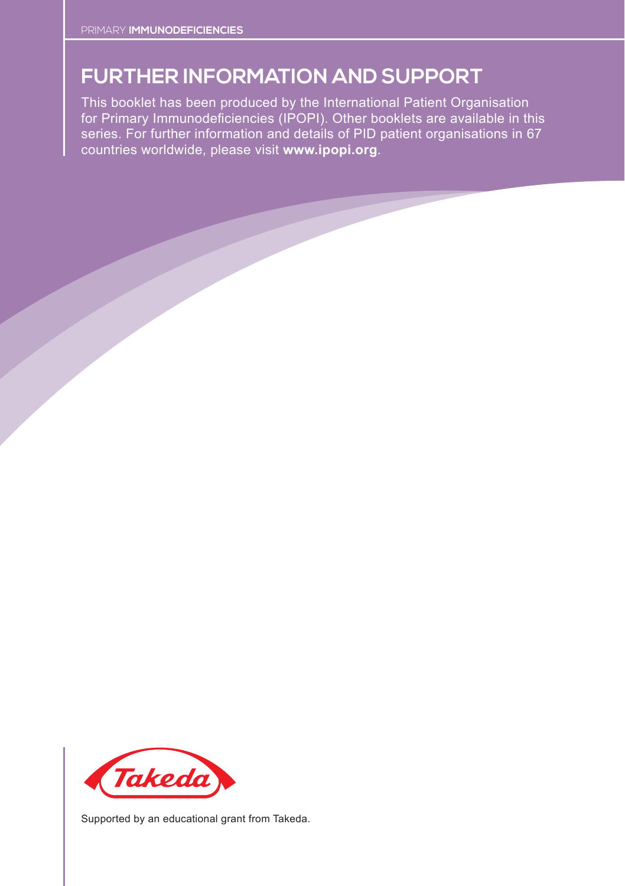# FURTHER INFORMATION AND SUPPORT

This booklet has been produced by the International Patient Organisation for Primary Immunodeficiencies (IPOPI). Other booklets are available in this series. For further information and details of PID patient organisations in 67 countries worldwide, please visit **www.ipopi.org**.

Takeda

Supported by an educational grant from Takeda.